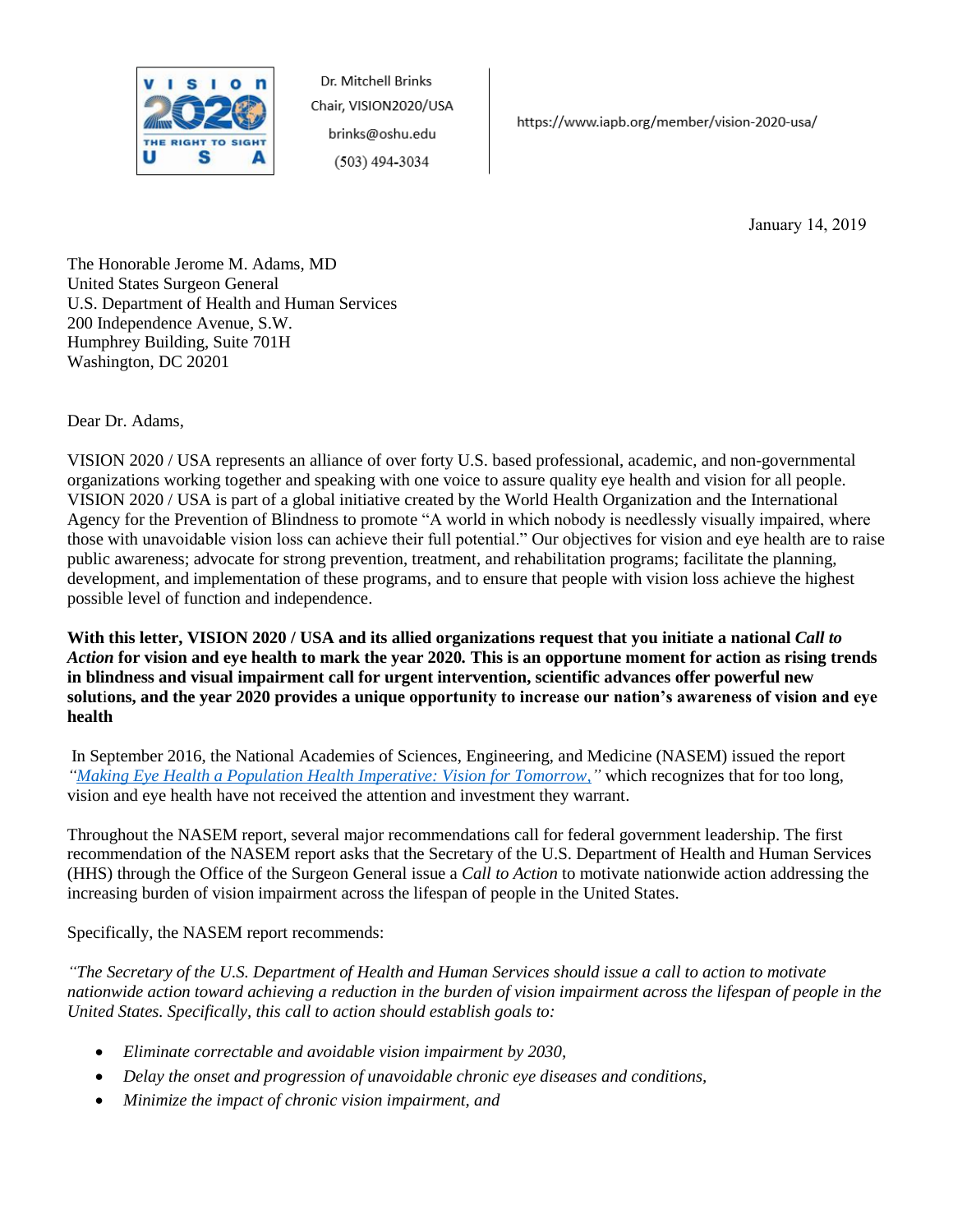Dr. Mitchell Brinks
Chair, VISION2020/USA
brinks@oshu.edu
(503) 494-3034

https://www.iapb.org/member/vision-2020-usa/

January 14, 2019

The Honorable Jerome M. Adams, MD
United States Surgeon General
U.S. Department of Health and Human Services
200 Independence Avenue, S.W.
Humphrey Building, Suite 701H
Washington, DC 20201

Dear Dr. Adams,

VISION 2020 / USA represents an alliance of over forty U.S. based professional, academic, and non-governmental organizations working together and speaking with one voice to assure quality eye health and vision for all people. VISION 2020 / USA is part of a global initiative created by the World Health Organization and the International Agency for the Prevention of Blindness to promote "A world in which nobody is needlessly visually impaired, where those with unavoidable vision loss can achieve their full potential." Our objectives for vision and eye health are to raise public awareness; advocate for strong prevention, treatment, and rehabilitation programs; facilitate the planning, development, and implementation of these programs, and to ensure that people with vision loss achieve the highest possible level of function and independence.

**With this letter, VISION 2020 / USA and its allied organizations request that you initiate a national *Call to Action* for vision and eye health to mark the year 2020. This is an opportune moment for action as rising trends in blindness and visual impairment call for urgent intervention, scientific advances offer powerful new solutions, and the year 2020 provides a unique opportunity to increase our nation's awareness of vision and eye health**

In September 2016, the National Academies of Sciences, Engineering, and Medicine (NASEM) issued the report *"Making Eye Health a Population Health Imperative: Vision for Tomorrow,"* which recognizes that for too long, vision and eye health have not received the attention and investment they warrant.

Throughout the NASEM report, several major recommendations call for federal government leadership. The first recommendation of the NASEM report asks that the Secretary of the U.S. Department of Health and Human Services (HHS) through the Office of the Surgeon General issue a *Call to Action* to motivate nationwide action addressing the increasing burden of vision impairment across the lifespan of people in the United States.

Specifically, the NASEM report recommends:

*"The Secretary of the U.S. Department of Health and Human Services should issue a call to action to motivate nationwide action toward achieving a reduction in the burden of vision impairment across the lifespan of people in the United States. Specifically, this call to action should establish goals to:*

- *Eliminate correctable and avoidable vision impairment by 2030,*
- *Delay the onset and progression of unavoidable chronic eye diseases and conditions,*
- *Minimize the impact of chronic vision impairment, and*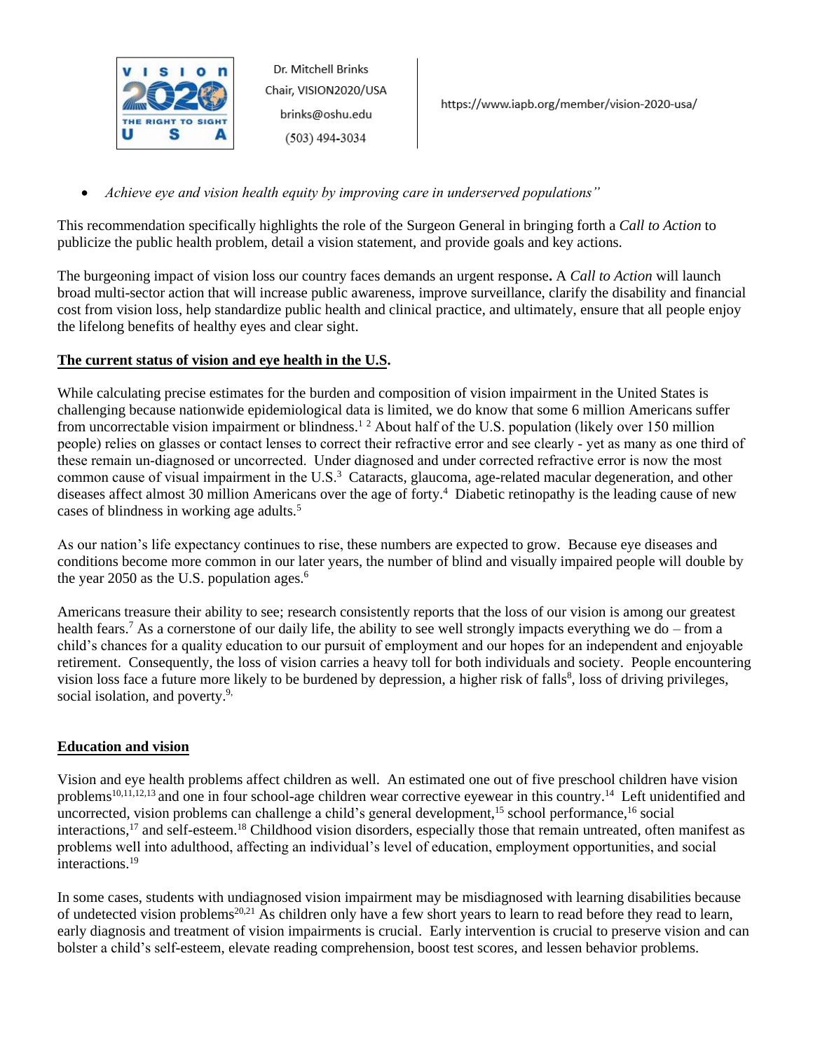- *Achieve eye and vision health equity by improving care in underserved populations"*

This recommendation specifically highlights the role of the Surgeon General in bringing forth a *Call to Action* to publicize the public health problem, detail a vision statement, and provide goals and key actions.

The burgeoning impact of vision loss our country faces demands an urgent response**.** A *Call to Action* will launch broad multi-sector action that will increase public awareness, improve surveillance, clarify the disability and financial cost from vision loss, help standardize public health and clinical practice, and ultimately, ensure that all people enjoy the lifelong benefits of healthy eyes and clear sight.

**The current status of vision and eye health in the U.S.**

While calculating precise estimates for the burden and composition of vision impairment in the United States is challenging because nationwide epidemiological data is limited, we do know that some 6 million Americans suffer from uncorrectable vision impairment or blindness.[1 2] About half of the U.S. population (likely over 150 million people) relies on glasses or contact lenses to correct their refractive error and see clearly - yet as many as one third of these remain un-diagnosed or uncorrected. Under diagnosed and under corrected refractive error is now the most common cause of visual impairment in the U.S.[3] Cataracts, glaucoma, age-related macular degeneration, and other diseases affect almost 30 million Americans over the age of forty.[4] Diabetic retinopathy is the leading cause of new cases of blindness in working age adults.[5]

As our nation's life expectancy continues to rise, these numbers are expected to grow. Because eye diseases and conditions become more common in our later years, the number of blind and visually impaired people will double by the year 2050 as the U.S. population ages.[6]

Americans treasure their ability to see; research consistently reports that the loss of our vision is among our greatest health fears.[7] As a cornerstone of our daily life, the ability to see well strongly impacts everything we do – from a child's chances for a quality education to our pursuit of employment and our hopes for an independent and enjoyable retirement. Consequently, the loss of vision carries a heavy toll for both individuals and society. People encountering vision loss face a future more likely to be burdened by depression, a higher risk of falls[8], loss of driving privileges, social isolation, and poverty.[9,]

**Education and vision**

Vision and eye health problems affect children as well. An estimated one out of five preschool children have vision problems[10,11,12,13] and one in four school-age children wear corrective eyewear in this country.[14] Left unidentified and uncorrected, vision problems can challenge a child's general development,[15] school performance,[16] social interactions,[17] and self-esteem.[18] Childhood vision disorders, especially those that remain untreated, often manifest as problems well into adulthood, affecting an individual's level of education, employment opportunities, and social interactions.[19]

In some cases, students with undiagnosed vision impairment may be misdiagnosed with learning disabilities because of undetected vision problems[20,21] As children only have a few short years to learn to read before they read to learn, early diagnosis and treatment of vision impairments is crucial. Early intervention is crucial to preserve vision and can bolster a child's self-esteem, elevate reading comprehension, boost test scores, and lessen behavior problems.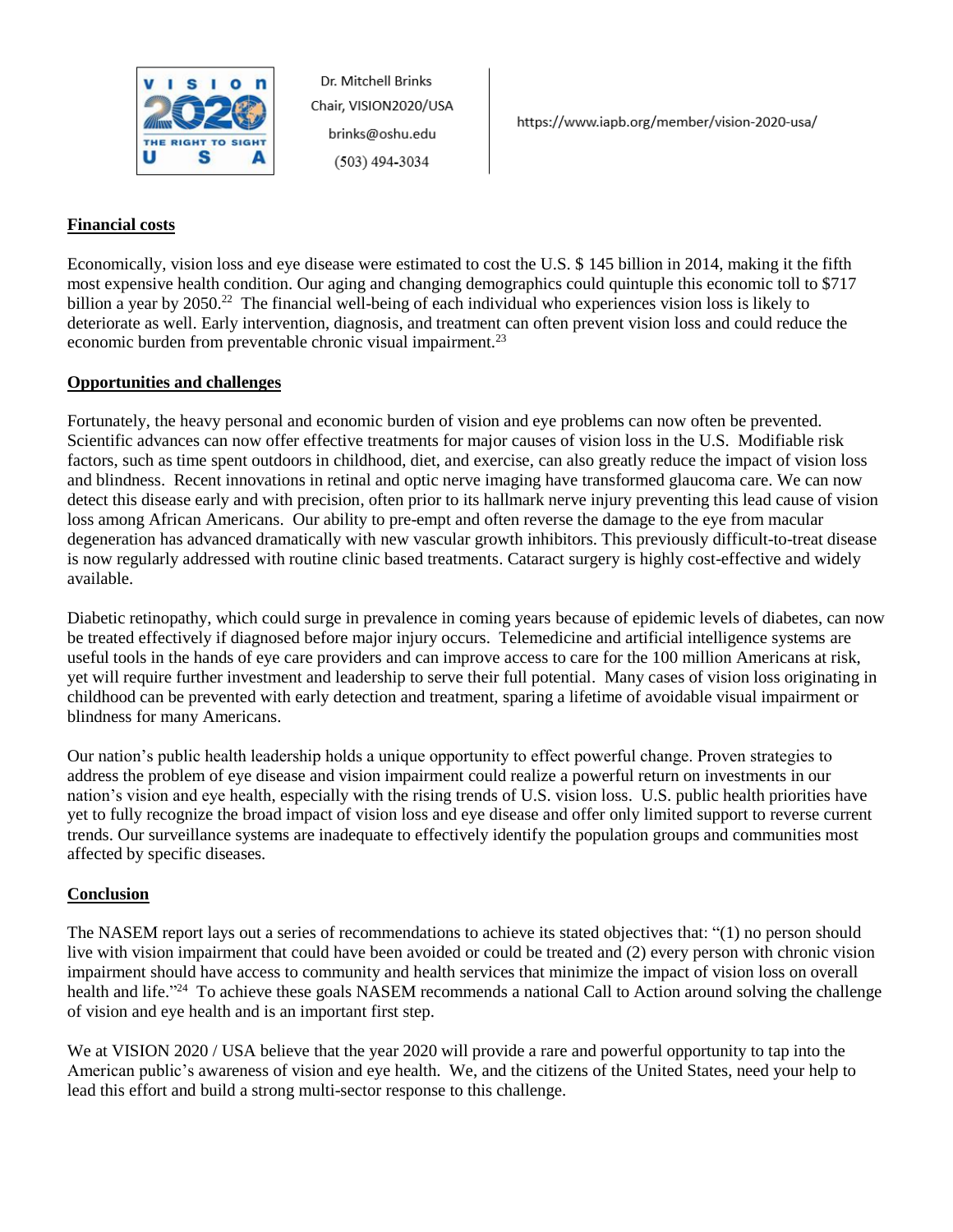## Financial costs

Economically, vision loss and eye disease were estimated to cost the U.S. $ 145 billion in 2014, making it the fifth most expensive health condition. Our aging and changing demographics could quintuple this economic toll to $717 billion a year by 2050.[22] The financial well-being of each individual who experiences vision loss is likely to deteriorate as well. Early intervention, diagnosis, and treatment can often prevent vision loss and could reduce the economic burden from preventable chronic visual impairment.[23]

## Opportunities and challenges

Fortunately, the heavy personal and economic burden of vision and eye problems can now often be prevented. Scientific advances can now offer effective treatments for major causes of vision loss in the U.S. Modifiable risk factors, such as time spent outdoors in childhood, diet, and exercise, can also greatly reduce the impact of vision loss and blindness. Recent innovations in retinal and optic nerve imaging have transformed glaucoma care. We can now detect this disease early and with precision, often prior to its hallmark nerve injury preventing this lead cause of vision loss among African Americans. Our ability to pre-empt and often reverse the damage to the eye from macular degeneration has advanced dramatically with new vascular growth inhibitors. This previously difficult-to-treat disease is now regularly addressed with routine clinic based treatments. Cataract surgery is highly cost-effective and widely available.

Diabetic retinopathy, which could surge in prevalence in coming years because of epidemic levels of diabetes, can now be treated effectively if diagnosed before major injury occurs. Telemedicine and artificial intelligence systems are useful tools in the hands of eye care providers and can improve access to care for the 100 million Americans at risk, yet will require further investment and leadership to serve their full potential. Many cases of vision loss originating in childhood can be prevented with early detection and treatment, sparing a lifetime of avoidable visual impairment or blindness for many Americans.

Our nation's public health leadership holds a unique opportunity to effect powerful change. Proven strategies to address the problem of eye disease and vision impairment could realize a powerful return on investments in our nation's vision and eye health, especially with the rising trends of U.S. vision loss. U.S. public health priorities have yet to fully recognize the broad impact of vision loss and eye disease and offer only limited support to reverse current trends. Our surveillance systems are inadequate to effectively identify the population groups and communities most affected by specific diseases.

## Conclusion

The NASEM report lays out a series of recommendations to achieve its stated objectives that: "(1) no person should live with vision impairment that could have been avoided or could be treated and (2) every person with chronic vision impairment should have access to community and health services that minimize the impact of vision loss on overall health and life."[24] To achieve these goals NASEM recommends a national Call to Action around solving the challenge of vision and eye health and is an important first step.

We at VISION 2020 / USA believe that the year 2020 will provide a rare and powerful opportunity to tap into the American public's awareness of vision and eye health. We, and the citizens of the United States, need your help to lead this effort and build a strong multi-sector response to this challenge.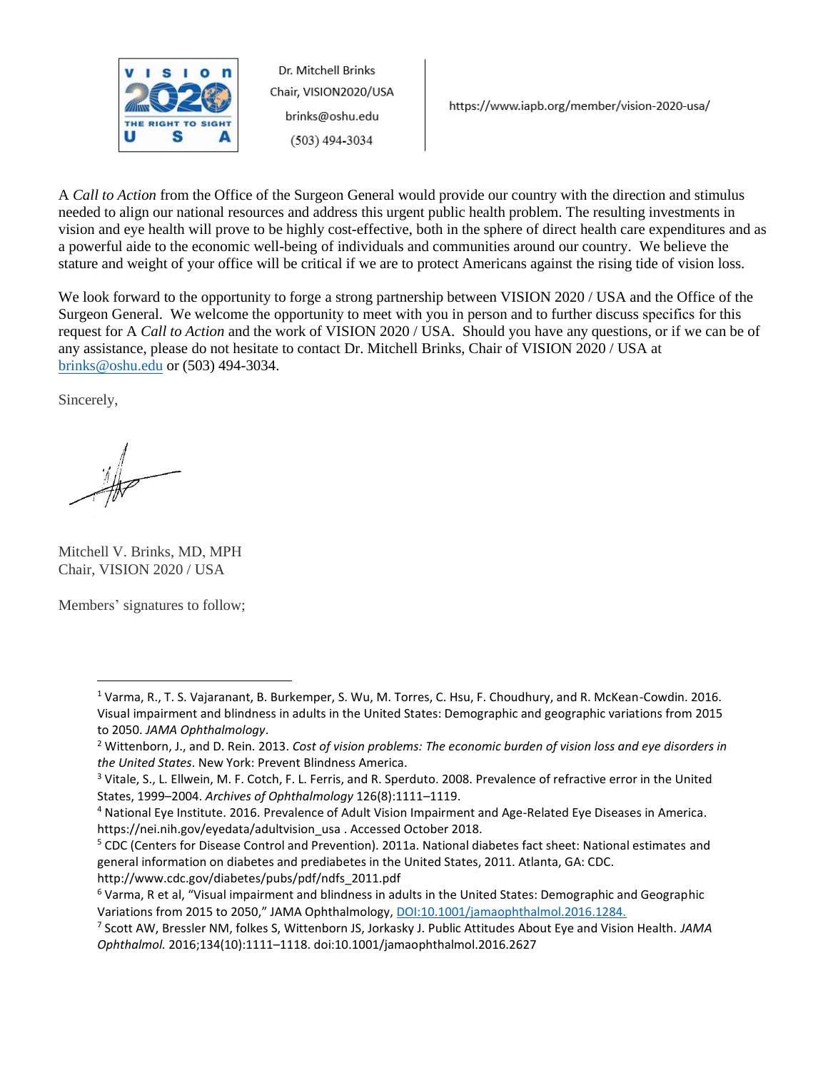Dr. Mitchell Brinks
Chair, VISION2020/USA
brinks@oshu.edu
(503) 494-3034

https://www.iapb.org/member/vision-2020-usa/

A *Call to Action* from the Office of the Surgeon General would provide our country with the direction and stimulus needed to align our national resources and address this urgent public health problem. The resulting investments in vision and eye health will prove to be highly cost-effective, both in the sphere of direct health care expenditures and as a powerful aide to the economic well-being of individuals and communities around our country. We believe the stature and weight of your office will be critical if we are to protect Americans against the rising tide of vision loss.

We look forward to the opportunity to forge a strong partnership between VISION 2020 / USA and the Office of the Surgeon General. We welcome the opportunity to meet with you in person and to further discuss specifics for this request for A *Call to Action* and the work of VISION 2020 / USA. Should you have any questions, or if we can be of any assistance, please do not hesitate to contact Dr. Mitchell Brinks, Chair of VISION 2020 / USA at brinks@oshu.edu or (503) 494-3034.

Sincerely,

Mitchell V. Brinks, MD, MPH
Chair, VISION 2020 / USA

Members' signatures to follow;

---

[1] Varma, R., T. S. Vajaranant, B. Burkemper, S. Wu, M. Torres, C. Hsu, F. Choudhury, and R. McKean-Cowdin. 2016. Visual impairment and blindness in adults in the United States: Demographic and geographic variations from 2015 to 2050. *JAMA Ophthalmology*.

[2] Wittenborn, J., and D. Rein. 2013. *Cost of vision problems: The economic burden of vision loss and eye disorders in the United States*. New York: Prevent Blindness America.

[3] Vitale, S., L. Ellwein, M. F. Cotch, F. L. Ferris, and R. Sperduto. 2008. Prevalence of refractive error in the United States, 1999–2004. *Archives of Ophthalmology* 126(8):1111–1119.

[4] National Eye Institute. 2016. Prevalence of Adult Vision Impairment and Age-Related Eye Diseases in America. https://nei.nih.gov/eyedata/adultvision_usa . Accessed October 2018.

[5] CDC (Centers for Disease Control and Prevention). 2011a. National diabetes fact sheet: National estimates and general information on diabetes and prediabetes in the United States, 2011. Atlanta, GA: CDC. http://www.cdc.gov/diabetes/pubs/pdf/ndfs_2011.pdf

[6] Varma, R et al, "Visual impairment and blindness in adults in the United States: Demographic and Geographic Variations from 2015 to 2050," JAMA Ophthalmology, DOI:10.1001/jamaophthalmol.2016.1284.

[7] Scott AW, Bressler NM, folkes S, Wittenborn JS, Jorkasky J. Public Attitudes About Eye and Vision Health. *JAMA Ophthalmol.* 2016;134(10):1111–1118. doi:10.1001/jamaophthalmol.2016.2627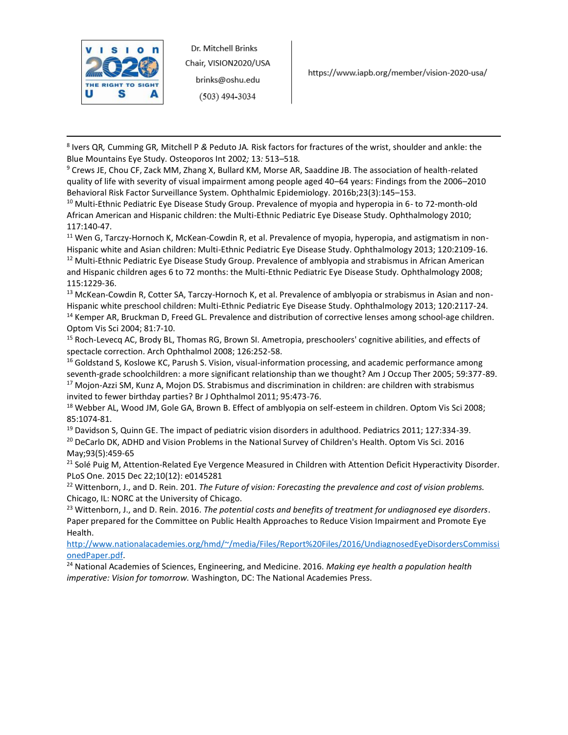[8] Ivers QR*,* Cumming GR*,* Mitchell P *&* Peduto JA*.* Risk factors for fractures of the wrist, shoulder and ankle: the Blue Mountains Eye Study*.* Osteoporos Int 2002*;* 13*:* 513–518*.*

[9] Crews JE, Chou CF, Zack MM, Zhang X, Bullard KM, Morse AR, Saaddine JB. The association of health-related quality of life with severity of visual impairment among people aged 40–64 years: Findings from the 2006–2010 Behavioral Risk Factor Surveillance System. Ophthalmic Epidemiology. 2016b;23(3):145–153.

[10] Multi-Ethnic Pediatric Eye Disease Study Group. Prevalence of myopia and hyperopia in 6- to 72-month-old African American and Hispanic children: the Multi-Ethnic Pediatric Eye Disease Study. Ophthalmology 2010; 117:140-47.

[11] Wen G, Tarczy-Hornoch K, McKean-Cowdin R, et al. Prevalence of myopia, hyperopia, and astigmatism in non-Hispanic white and Asian children: Multi-Ethnic Pediatric Eye Disease Study. Ophthalmology 2013; 120:2109-16.

[12] Multi-Ethnic Pediatric Eye Disease Study Group. Prevalence of amblyopia and strabismus in African American and Hispanic children ages 6 to 72 months: the Multi-Ethnic Pediatric Eye Disease Study. Ophthalmology 2008; 115:1229-36.

[13] McKean-Cowdin R, Cotter SA, Tarczy-Hornoch K, et al. Prevalence of amblyopia or strabismus in Asian and non-Hispanic white preschool children: Multi-Ethnic Pediatric Eye Disease Study. Ophthalmology 2013; 120:2117-24.

[14] Kemper AR, Bruckman D, Freed GL. Prevalence and distribution of corrective lenses among school-age children. Optom Vis Sci 2004; 81:7-10.

[15] Roch-Levecq AC, Brody BL, Thomas RG, Brown SI. Ametropia, preschoolers' cognitive abilities, and effects of spectacle correction. Arch Ophthalmol 2008; 126:252-58.

[16] Goldstand S, Koslowe KC, Parush S. Vision, visual-information processing, and academic performance among seventh-grade schoolchildren: a more significant relationship than we thought? Am J Occup Ther 2005; 59:377-89.

[17] Mojon-Azzi SM, Kunz A, Mojon DS. Strabismus and discrimination in children: are children with strabismus invited to fewer birthday parties? Br J Ophthalmol 2011; 95:473-76.

[18] Webber AL, Wood JM, Gole GA, Brown B. Effect of amblyopia on self-esteem in children. Optom Vis Sci 2008; 85:1074-81.

[19] Davidson S, Quinn GE. The impact of pediatric vision disorders in adulthood. Pediatrics 2011; 127:334-39.

[20] DeCarlo DK, ADHD and Vision Problems in the National Survey of Children's Health. Optom Vis Sci. 2016 May;93(5):459-65

[21] Solé Puig M, Attention-Related Eye Vergence Measured in Children with Attention Deficit Hyperactivity Disorder. PLoS One. 2015 Dec 22;10(12): e0145281

[22] Wittenborn, J., and D. Rein. 201. *The Future of vision: Forecasting the prevalence and cost of vision problems.* Chicago, IL: NORC at the University of Chicago.

[23] Wittenborn, J., and D. Rein. 2016. *The potential costs and benefits of treatment for undiagnosed eye disorders*. Paper prepared for the Committee on Public Health Approaches to Reduce Vision Impairment and Promote Eye Health. http://www.nationalacademies.org/hmd/~/media/Files/Report%20Files/2016/UndiagnosedEyeDisordersCommissionedPaper.pdf.

[24] National Academies of Sciences, Engineering, and Medicine. 2016. *Making eye health a population health imperative: Vision for tomorrow.* Washington, DC: The National Academies Press.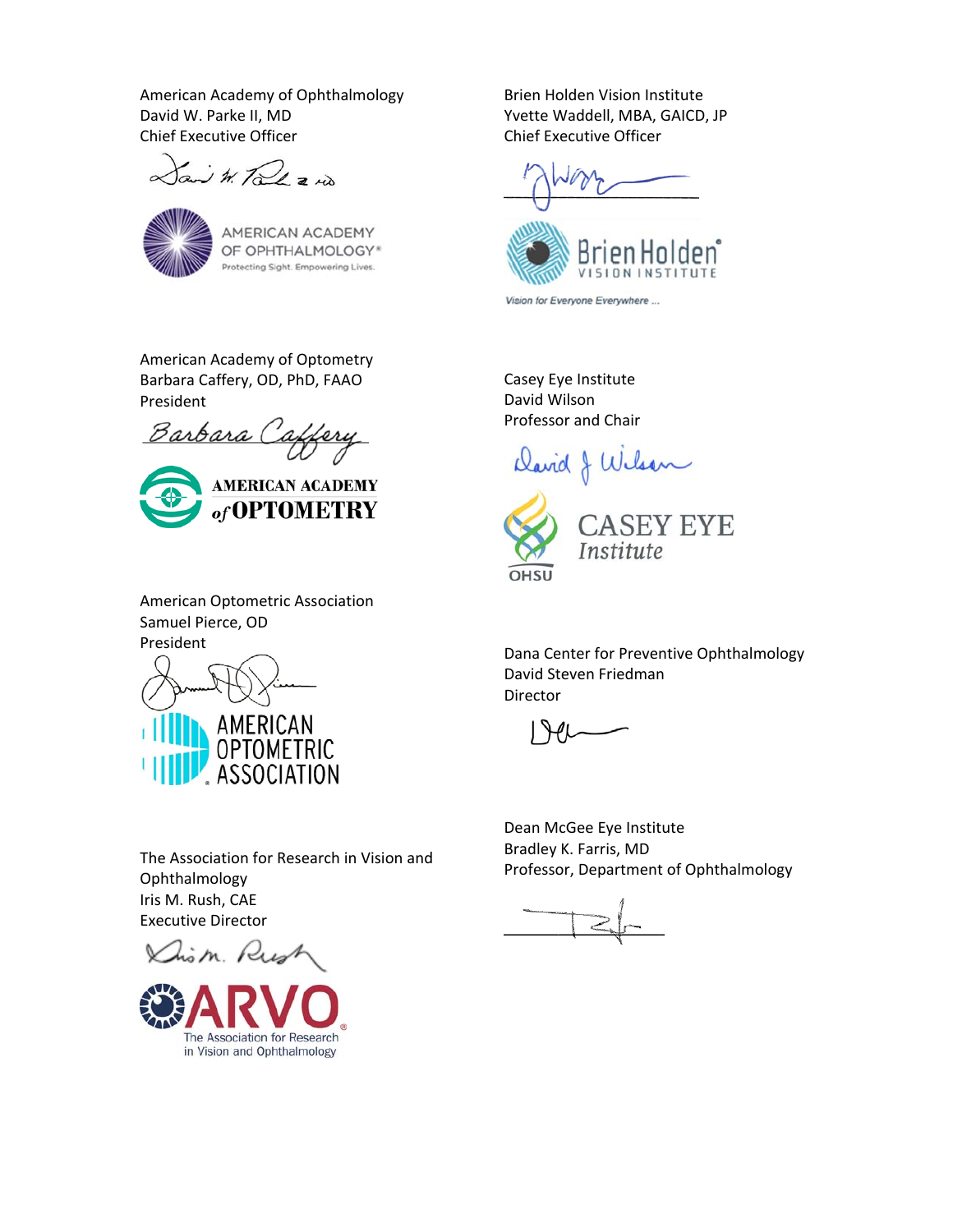American Academy of Ophthalmology
David W. Parke II, MD
Chief Executive Officer

Brien Holden Vision Institute
Yvette Waddell, MBA, GAICD, JP
Chief Executive Officer

American Academy of Optometry
Barbara Caffery, OD, PhD, FAAO
President

Casey Eye Institute
David Wilson
Professor and Chair

American Optometric Association
Samuel Pierce, OD
President

Dana Center for Preventive Ophthalmology
David Steven Friedman
Director

The Association for Research in Vision and Ophthalmology
Iris M. Rush, CAE
Executive Director

Dean McGee Eye Institute
Bradley K. Farris, MD
Professor, Department of Ophthalmology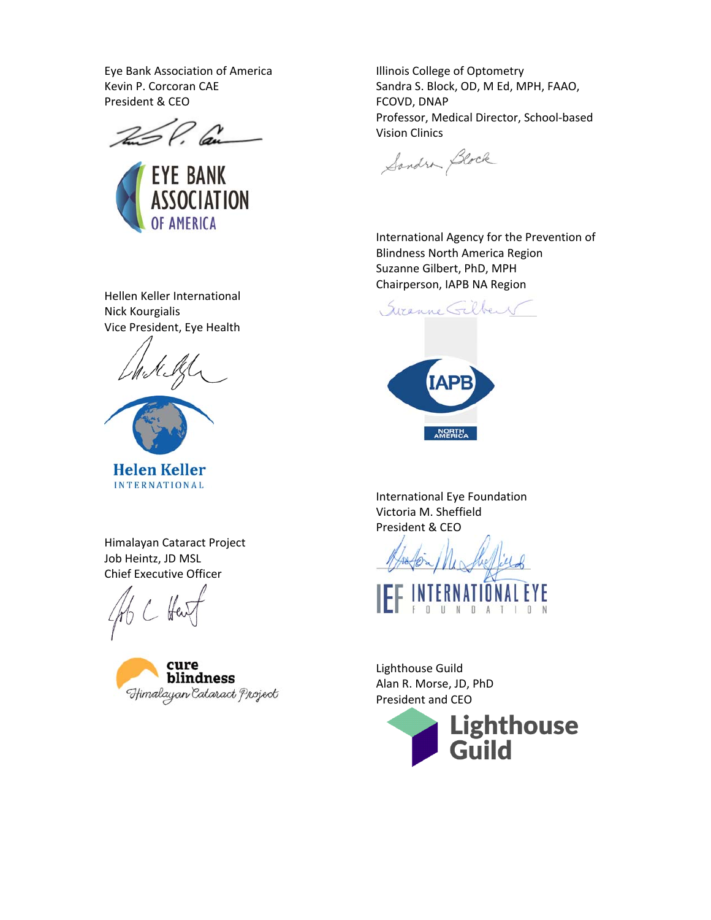Eye Bank Association of America
Kevin P. Corcoran CAE
President & CEO

Hellen Keller International
Nick Kourgialis
Vice President, Eye Health

Himalayan Cataract Project
Job Heintz, JD MSL
Chief Executive Officer

Illinois College of Optometry
Sandra S. Block, OD, M Ed, MPH, FAAO, FCOVD, DNAP
Professor, Medical Director, School-based Vision Clinics

International Agency for the Prevention of Blindness North America Region
Suzanne Gilbert, PhD, MPH
Chairperson, IAPB NA Region

International Eye Foundation
Victoria M. Sheffield
President & CEO

Lighthouse Guild
Alan R. Morse, JD, PhD
President and CEO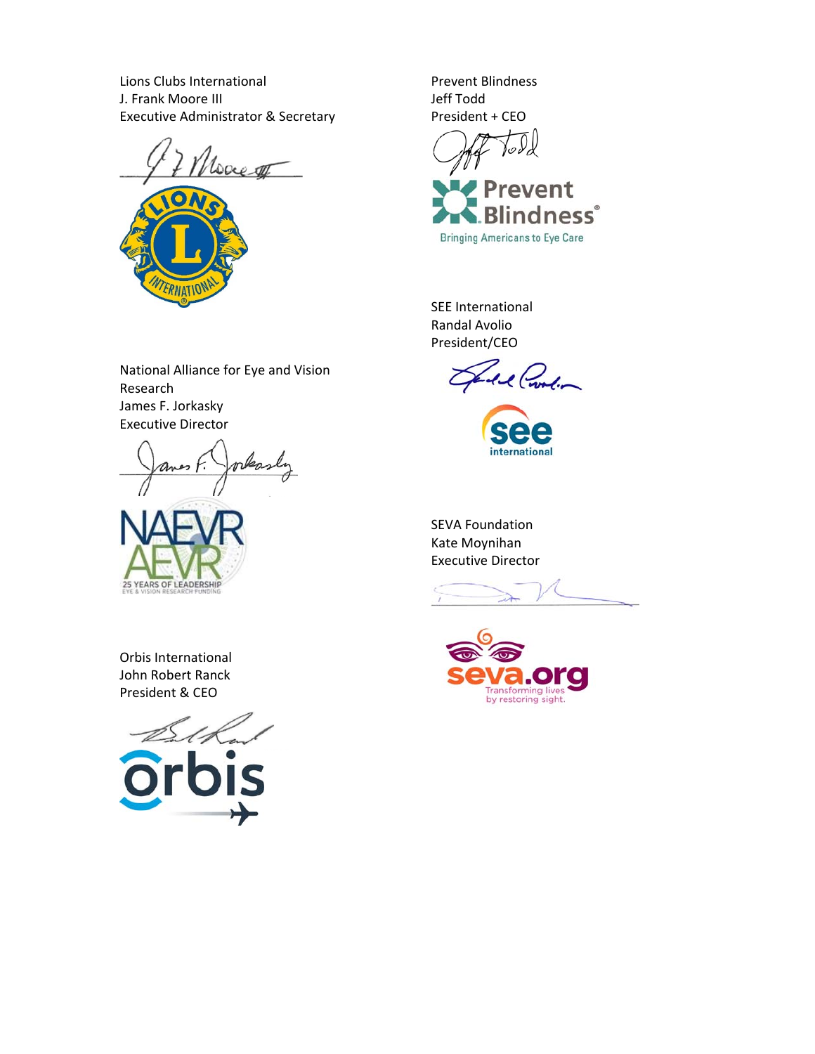Lions Clubs International
J. Frank Moore III
Executive Administrator & Secretary

National Alliance for Eye and Vision Research
James F. Jorkasky
Executive Director

Orbis International
John Robert Ranck
President & CEO

Prevent Blindness
Jeff Todd
President + CEO

SEE International
Randal Avolio
President/CEO

SEVA Foundation
Kate Moynihan
Executive Director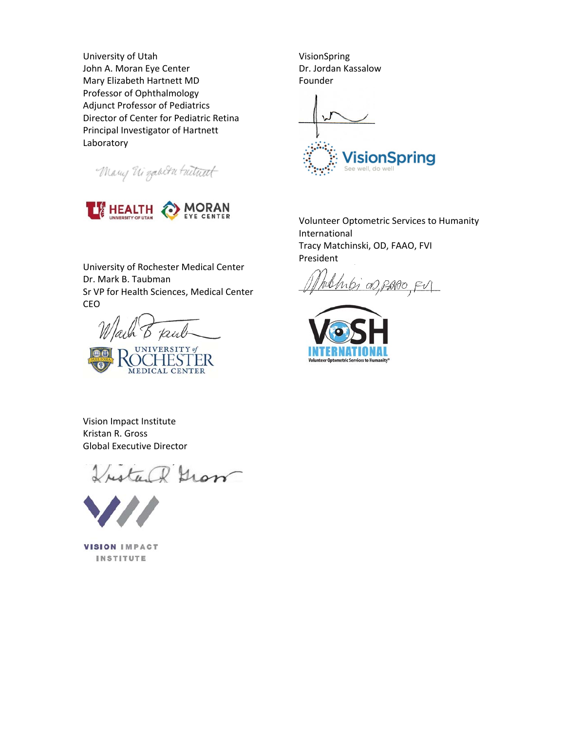University of Utah
John A. Moran Eye Center
Mary Elizabeth Hartnett MD
Professor of Ophthalmology
Adjunct Professor of Pediatrics
Director of Center for Pediatric Retina
Principal Investigator of Hartnett Laboratory

University of Rochester Medical Center
Dr. Mark B. Taubman
Sr VP for Health Sciences, Medical Center
CEO

Vision Impact Institute
Kristan R. Gross
Global Executive Director

VisionSpring
Dr. Jordan Kassalow
Founder

Volunteer Optometric Services to Humanity International
Tracy Matchinski, OD, FAAO, FVI
President